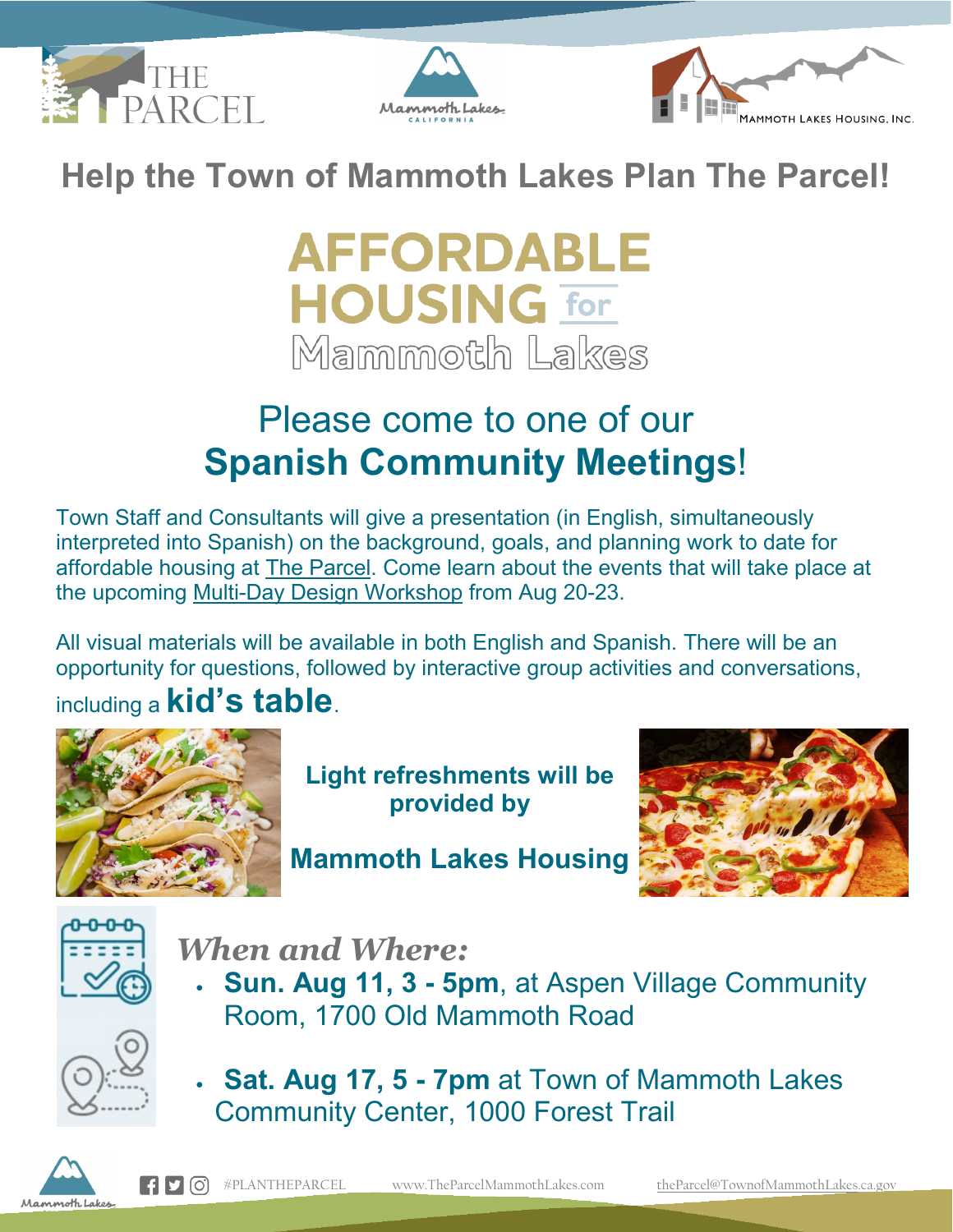THE PARCEL

Mammoth Lakes CALIFORNIA

MAMMOTH LAKES HOUSING, INC.

# Help the Town of Mammoth Lakes Plan The Parcel!

# AFFORDABLE HOUSING for Mammoth Lakes

## Please come to one of our **Spanish Community Meetings**!

Town Staff and Consultants will give a presentation (in English, simultaneously interpreted into Spanish) on the background, goals, and planning work to date for affordable housing at The Parcel. Come learn about the events that will take place at the upcoming Multi-Day Design Workshop from Aug 20-23.

All visual materials will be available in both English and Spanish. There will be an opportunity for questions, followed by interactive group activities and conversations, including a **kid's table**.

**Light refreshments will be provided by**

**Mammoth Lakes Housing**

### *When and Where:*

- **Sun. Aug 11, 3 - 5pm**, at Aspen Village Community Room, 1700 Old Mammoth Road
- **Sat. Aug 17, 5 - 7pm** at Town of Mammoth Lakes Community Center, 1000 Forest Trail

#PLANTHEPARCEL www.TheParcelMammothLakes.com theParcel@TownofMammothLakes.ca.gov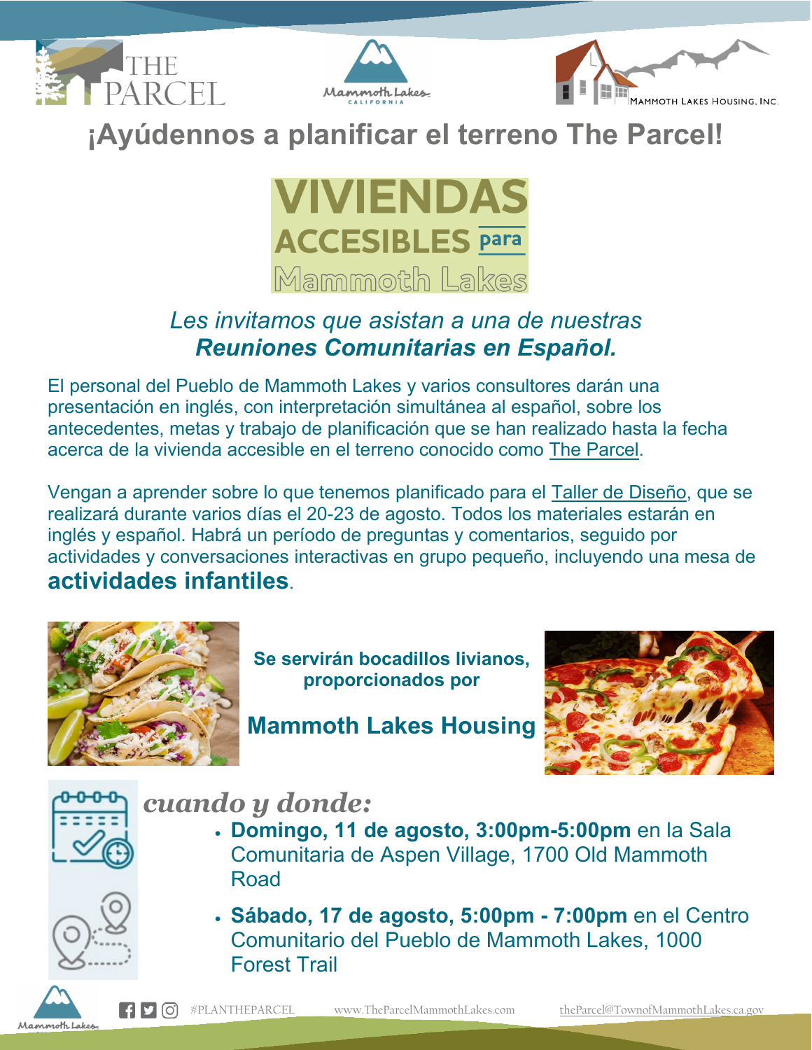THE PARCEL

Mammoth Lakes CALIFORNIA

MAMMOTH LAKES HOUSING, INC.

# ¡Ayúdennos a planificar el terreno The Parcel!

## VIVIENDAS ACCESIBLES para Mammoth Lakes

*Les invitamos que asistan a una de nuestras* ***Reuniones Comunitarias en Español.***

El personal del Pueblo de Mammoth Lakes y varios consultores darán una presentación en inglés, con interpretación simultánea al español, sobre los antecedentes, metas y trabajo de planificación que se han realizado hasta la fecha acerca de la vivienda accesible en el terreno conocido como The Parcel.

Vengan a aprender sobre lo que tenemos planificado para el Taller de Diseño, que se realizará durante varios días el 20-23 de agosto. Todos los materiales estarán en inglés y español. Habrá un período de preguntas y comentarios, seguido por actividades y conversaciones interactivas en grupo pequeño, incluyendo una mesa de **actividades infantiles**.

**Se servirán bocadillos livianos, proporcionados por**

**Mammoth Lakes Housing**

## *cuando y donde:*

- **Domingo, 11 de agosto, 3:00pm-5:00pm** en la Sala Comunitaria de Aspen Village, 1700 Old Mammoth Road
- **Sábado, 17 de agosto, 5:00pm - 7:00pm** en el Centro Comunitario del Pueblo de Mammoth Lakes, 1000 Forest Trail

#PLANTHEPARCEL www.TheParcelMammothLakes.com theParcel@TownofMammothLakes.ca.gov